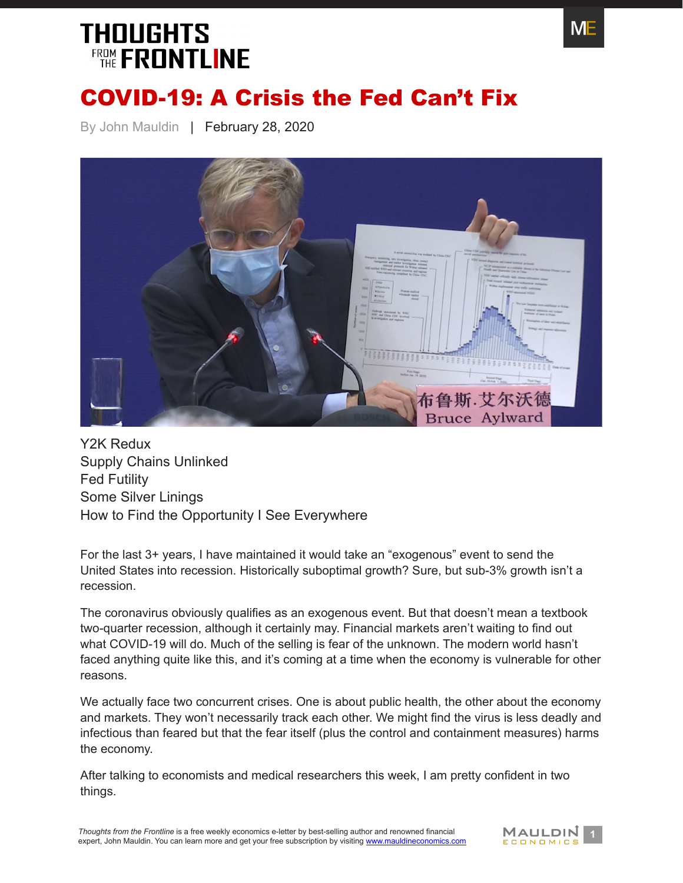# COVID-19: A Crisis the Fed Can't Fix

By John Mauldin | February 28, 2020

Y2K Redux
Supply Chains Unlinked
Fed Futility
Some Silver Linings
How to Find the Opportunity I See Everywhere

For the last 3+ years, I have maintained it would take an "exogenous" event to send the United States into recession. Historically suboptimal growth? Sure, but sub-3% growth isn't a recession.

The coronavirus obviously qualifies as an exogenous event. But that doesn't mean a textbook two-quarter recession, although it certainly may. Financial markets aren't waiting to find out what COVID-19 will do. Much of the selling is fear of the unknown. The modern world hasn't faced anything quite like this, and it's coming at a time when the economy is vulnerable for other reasons.

We actually face two concurrent crises. One is about public health, the other about the economy and markets. They won't necessarily track each other. We might find the virus is less deadly and infectious than feared but that the fear itself (plus the control and containment measures) harms the economy.

After talking to economists and medical researchers this week, I am pretty confident in two things.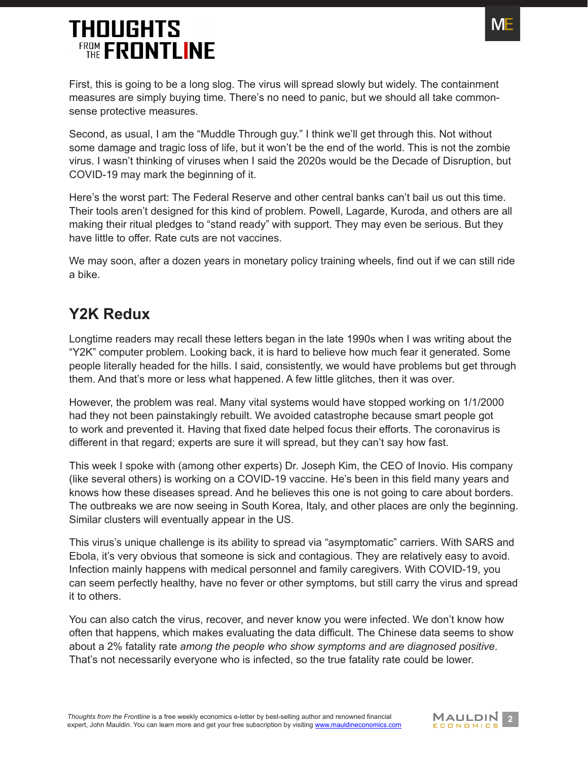First, this is going to be a long slog. The virus will spread slowly but widely. The containment measures are simply buying time. There's no need to panic, but we should all take common-sense protective measures.

Second, as usual, I am the "Muddle Through guy." I think we'll get through this. Not without some damage and tragic loss of life, but it won't be the end of the world. This is not the zombie virus. I wasn't thinking of viruses when I said the 2020s would be the Decade of Disruption, but COVID-19 may mark the beginning of it.

Here's the worst part: The Federal Reserve and other central banks can't bail us out this time. Their tools aren't designed for this kind of problem. Powell, Lagarde, Kuroda, and others are all making their ritual pledges to "stand ready" with support. They may even be serious. But they have little to offer. Rate cuts are not vaccines.

We may soon, after a dozen years in monetary policy training wheels, find out if we can still ride a bike.

## Y2K Redux

Longtime readers may recall these letters began in the late 1990s when I was writing about the "Y2K" computer problem. Looking back, it is hard to believe how much fear it generated. Some people literally headed for the hills. I said, consistently, we would have problems but get through them. And that's more or less what happened. A few little glitches, then it was over.

However, the problem was real. Many vital systems would have stopped working on 1/1/2000 had they not been painstakingly rebuilt. We avoided catastrophe because smart people got to work and prevented it. Having that fixed date helped focus their efforts. The coronavirus is different in that regard; experts are sure it will spread, but they can't say how fast.

This week I spoke with (among other experts) Dr. Joseph Kim, the CEO of Inovio. His company (like several others) is working on a COVID-19 vaccine. He's been in this field many years and knows how these diseases spread. And he believes this one is not going to care about borders. The outbreaks we are now seeing in South Korea, Italy, and other places are only the beginning. Similar clusters will eventually appear in the US.

This virus's unique challenge is its ability to spread via "asymptomatic" carriers. With SARS and Ebola, it's very obvious that someone is sick and contagious. They are relatively easy to avoid. Infection mainly happens with medical personnel and family caregivers. With COVID-19, you can seem perfectly healthy, have no fever or other symptoms, but still carry the virus and spread it to others.

You can also catch the virus, recover, and never know you were infected. We don't know how often that happens, which makes evaluating the data difficult. The Chinese data seems to show about a 2% fatality rate *among the people who show symptoms and are diagnosed positive*. That's not necessarily everyone who is infected, so the true fatality rate could be lower.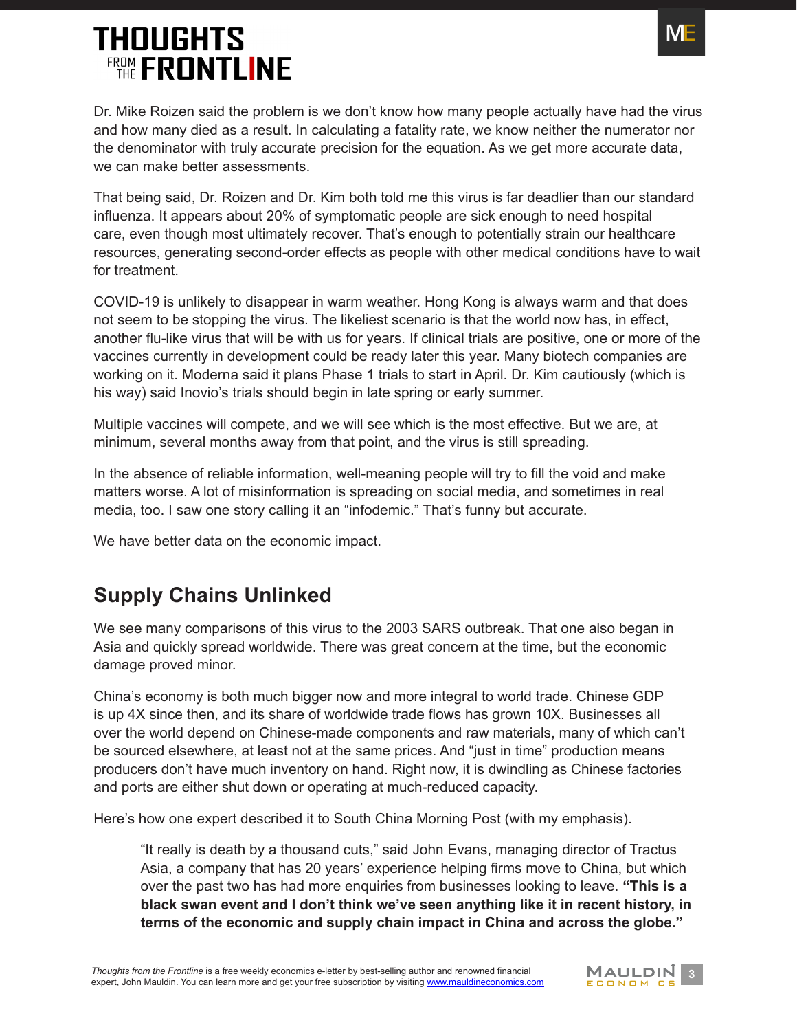Dr. Mike Roizen said the problem is we don't know how many people actually have had the virus and how many died as a result. In calculating a fatality rate, we know neither the numerator nor the denominator with truly accurate precision for the equation. As we get more accurate data, we can make better assessments.

That being said, Dr. Roizen and Dr. Kim both told me this virus is far deadlier than our standard influenza. It appears about 20% of symptomatic people are sick enough to need hospital care, even though most ultimately recover. That's enough to potentially strain our healthcare resources, generating second-order effects as people with other medical conditions have to wait for treatment.

COVID-19 is unlikely to disappear in warm weather. Hong Kong is always warm and that does not seem to be stopping the virus. The likeliest scenario is that the world now has, in effect, another flu-like virus that will be with us for years. If clinical trials are positive, one or more of the vaccines currently in development could be ready later this year. Many biotech companies are working on it. Moderna said it plans Phase 1 trials to start in April. Dr. Kim cautiously (which is his way) said Inovio's trials should begin in late spring or early summer.

Multiple vaccines will compete, and we will see which is the most effective. But we are, at minimum, several months away from that point, and the virus is still spreading.

In the absence of reliable information, well-meaning people will try to fill the void and make matters worse. A lot of misinformation is spreading on social media, and sometimes in real media, too. I saw one story calling it an "infodemic." That's funny but accurate.

We have better data on the economic impact.

## Supply Chains Unlinked

We see many comparisons of this virus to the 2003 SARS outbreak. That one also began in Asia and quickly spread worldwide. There was great concern at the time, but the economic damage proved minor.

China's economy is both much bigger now and more integral to world trade. Chinese GDP is up 4X since then, and its share of worldwide trade flows has grown 10X. Businesses all over the world depend on Chinese-made components and raw materials, many of which can't be sourced elsewhere, at least not at the same prices. And "just in time" production means producers don't have much inventory on hand. Right now, it is dwindling as Chinese factories and ports are either shut down or operating at much-reduced capacity.

Here's how one expert described it to South China Morning Post (with my emphasis).

> "It really is death by a thousand cuts," said John Evans, managing director of Tractus Asia, a company that has 20 years' experience helping firms move to China, but which over the past two has had more enquiries from businesses looking to leave. **"This is a black swan event and I don't think we've seen anything like it in recent history, in terms of the economic and supply chain impact in China and across the globe."**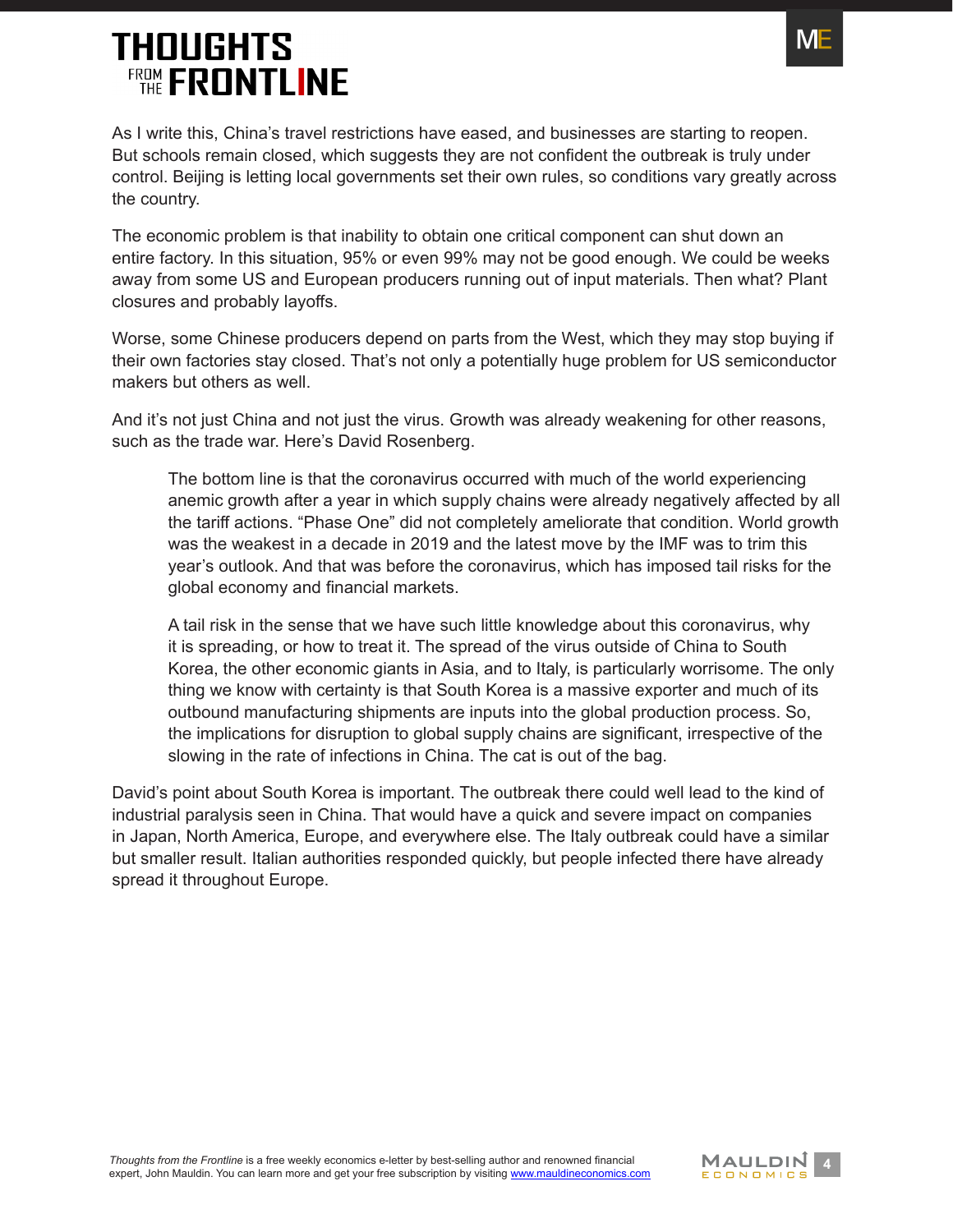As I write this, China's travel restrictions have eased, and businesses are starting to reopen. But schools remain closed, which suggests they are not confident the outbreak is truly under control. Beijing is letting local governments set their own rules, so conditions vary greatly across the country.

The economic problem is that inability to obtain one critical component can shut down an entire factory. In this situation, 95% or even 99% may not be good enough. We could be weeks away from some US and European producers running out of input materials. Then what? Plant closures and probably layoffs.

Worse, some Chinese producers depend on parts from the West, which they may stop buying if their own factories stay closed. That's not only a potentially huge problem for US semiconductor makers but others as well.

And it's not just China and not just the virus. Growth was already weakening for other reasons, such as the trade war. Here's David Rosenberg.

> The bottom line is that the coronavirus occurred with much of the world experiencing anemic growth after a year in which supply chains were already negatively affected by all the tariff actions. "Phase One" did not completely ameliorate that condition. World growth was the weakest in a decade in 2019 and the latest move by the IMF was to trim this year's outlook. And that was before the coronavirus, which has imposed tail risks for the global economy and financial markets.
>
> A tail risk in the sense that we have such little knowledge about this coronavirus, why it is spreading, or how to treat it. The spread of the virus outside of China to South Korea, the other economic giants in Asia, and to Italy, is particularly worrisome. The only thing we know with certainty is that South Korea is a massive exporter and much of its outbound manufacturing shipments are inputs into the global production process. So, the implications for disruption to global supply chains are significant, irrespective of the slowing in the rate of infections in China. The cat is out of the bag.

David's point about South Korea is important. The outbreak there could well lead to the kind of industrial paralysis seen in China. That would have a quick and severe impact on companies in Japan, North America, Europe, and everywhere else. The Italy outbreak could have a similar but smaller result. Italian authorities responded quickly, but people infected there have already spread it throughout Europe.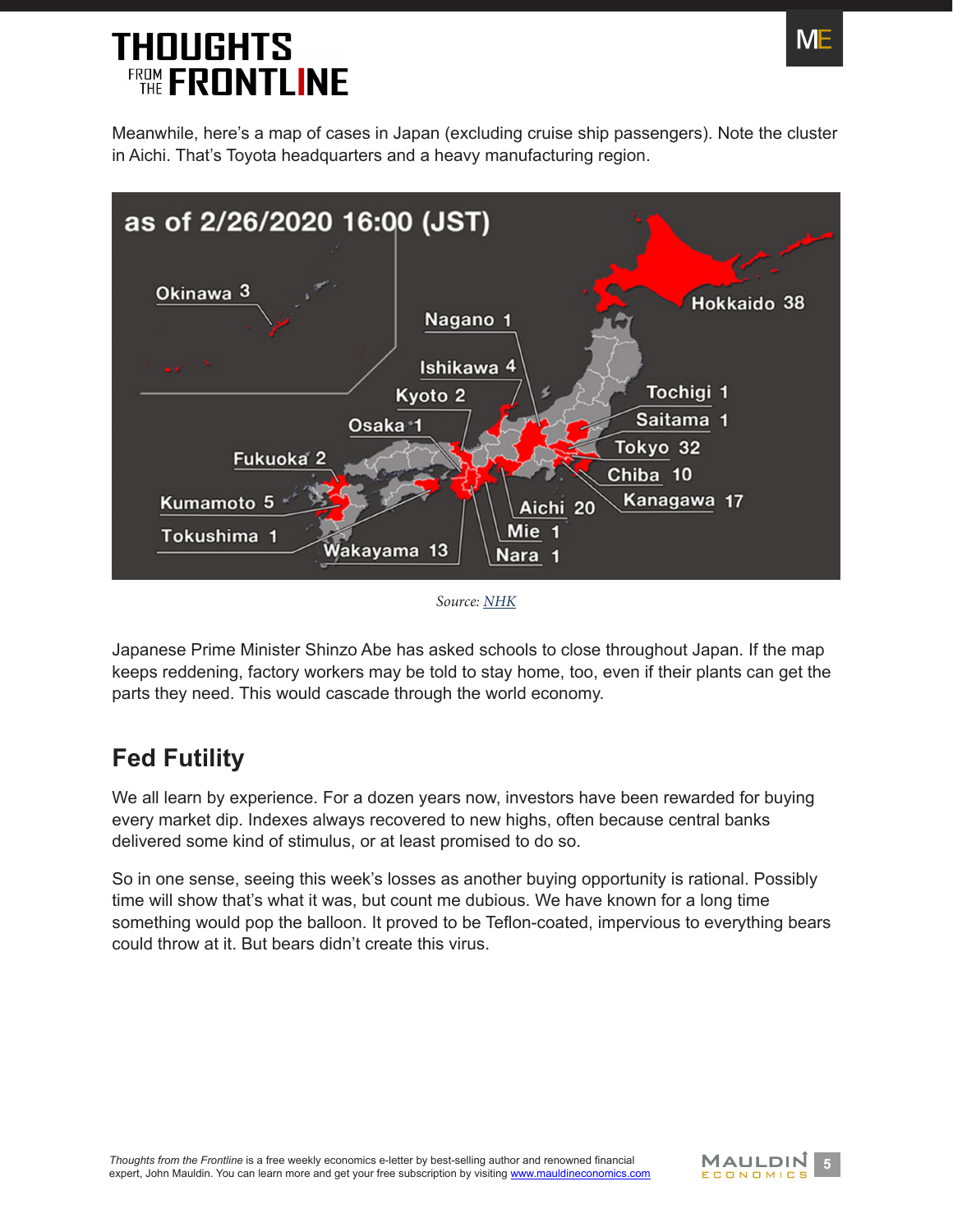Meanwhile, here's a map of cases in Japan (excluding cruise ship passengers). Note the cluster in Aichi. That's Toyota headquarters and a heavy manufacturing region.

Source: NHK

Japanese Prime Minister Shinzo Abe has asked schools to close throughout Japan. If the map keeps reddening, factory workers may be told to stay home, too, even if their plants can get the parts they need. This would cascade through the world economy.

## Fed Futility

We all learn by experience. For a dozen years now, investors have been rewarded for buying every market dip. Indexes always recovered to new highs, often because central banks delivered some kind of stimulus, or at least promised to do so.

So in one sense, seeing this week's losses as another buying opportunity is rational. Possibly time will show that's what it was, but count me dubious. We have known for a long time something would pop the balloon. It proved to be Teflon-coated, impervious to everything bears could throw at it. But bears didn't create this virus.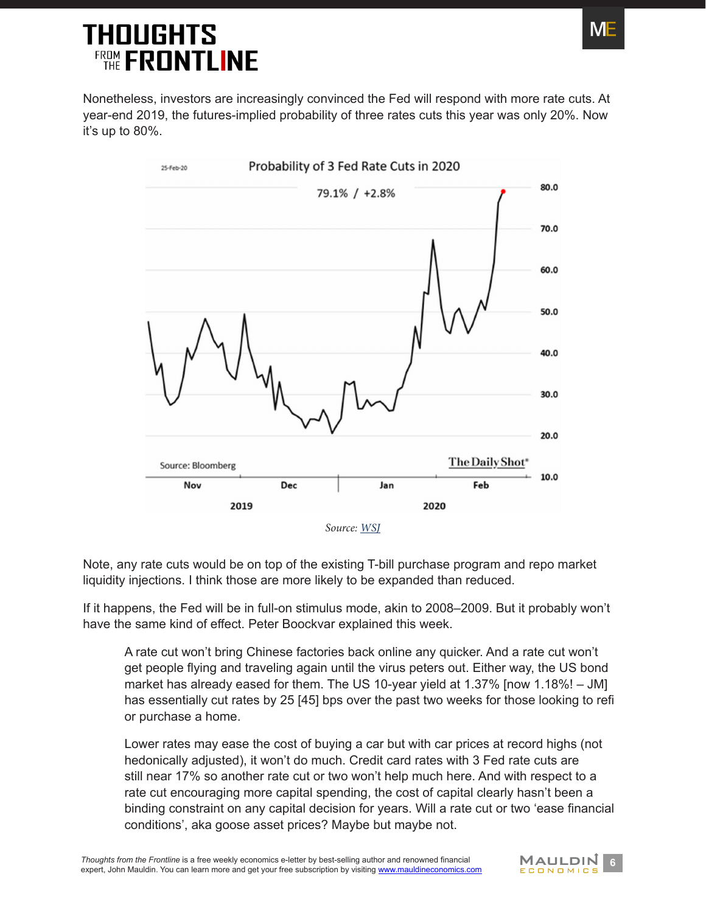Nonetheless, investors are increasingly convinced the Fed will respond with more rate cuts. At year-end 2019, the futures-implied probability of three rates cuts this year was only 20%. Now it's up to 80%.

*Source: WSJ*

Note, any rate cuts would be on top of the existing T-bill purchase program and repo market liquidity injections. I think those are more likely to be expanded than reduced.

If it happens, the Fed will be in full-on stimulus mode, akin to 2008–2009. But it probably won't have the same kind of effect. Peter Boockvar explained this week.

> A rate cut won't bring Chinese factories back online any quicker. And a rate cut won't get people flying and traveling again until the virus peters out. Either way, the US bond market has already eased for them. The US 10-year yield at 1.37% [now 1.18%! – JM] has essentially cut rates by 25 [45] bps over the past two weeks for those looking to refi or purchase a home.
>
> Lower rates may ease the cost of buying a car but with car prices at record highs (not hedonically adjusted), it won't do much. Credit card rates with 3 Fed rate cuts are still near 17% so another rate cut or two won't help much here. And with respect to a rate cut encouraging more capital spending, the cost of capital clearly hasn't been a binding constraint on any capital decision for years. Will a rate cut or two 'ease financial conditions', aka goose asset prices? Maybe but maybe not.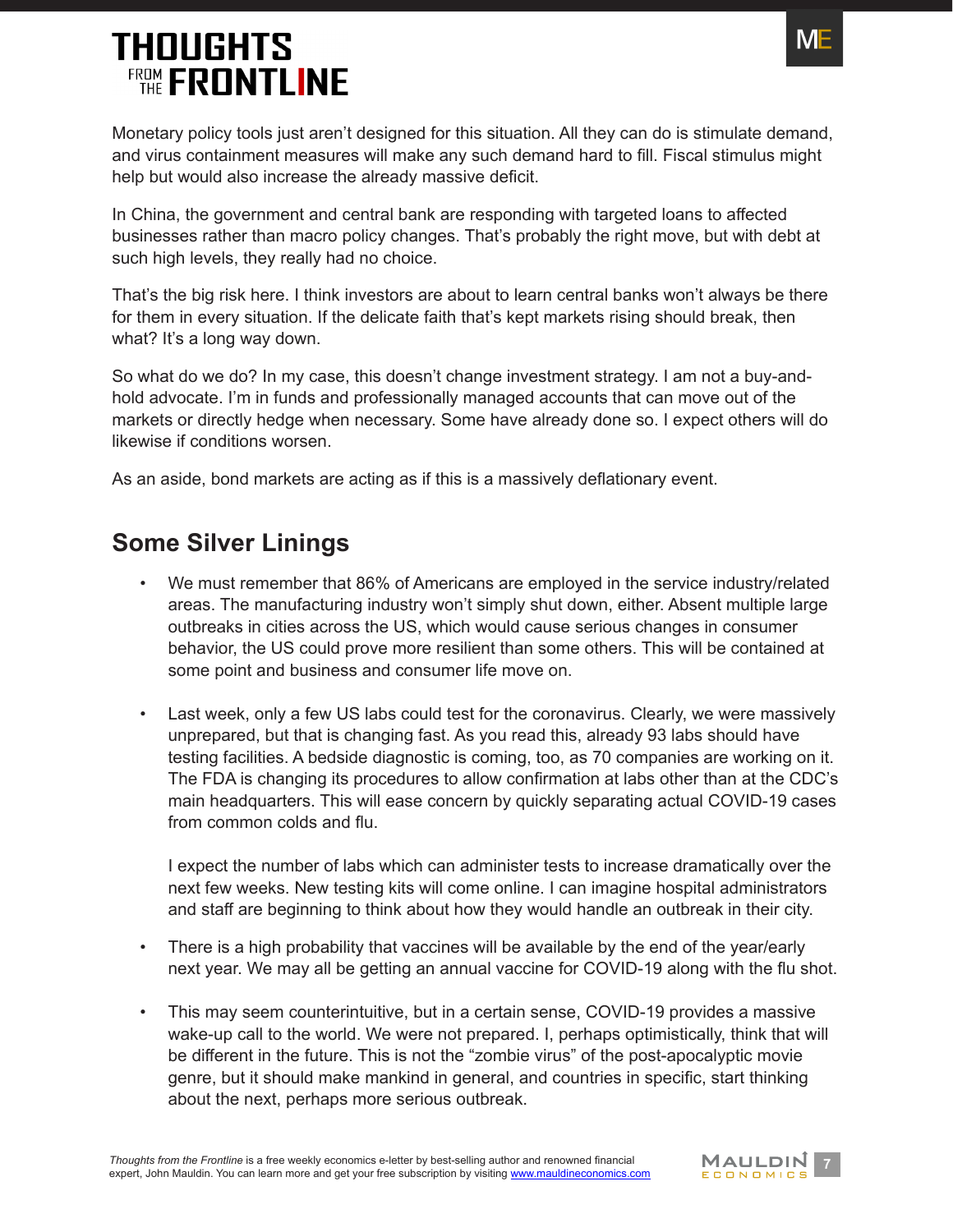Monetary policy tools just aren't designed for this situation. All they can do is stimulate demand, and virus containment measures will make any such demand hard to fill. Fiscal stimulus might help but would also increase the already massive deficit.

In China, the government and central bank are responding with targeted loans to affected businesses rather than macro policy changes. That's probably the right move, but with debt at such high levels, they really had no choice.

That's the big risk here. I think investors are about to learn central banks won't always be there for them in every situation. If the delicate faith that's kept markets rising should break, then what? It's a long way down.

So what do we do? In my case, this doesn't change investment strategy. I am not a buy-and-hold advocate. I'm in funds and professionally managed accounts that can move out of the markets or directly hedge when necessary. Some have already done so. I expect others will do likewise if conditions worsen.

As an aside, bond markets are acting as if this is a massively deflationary event.

## Some Silver Linings

- We must remember that 86% of Americans are employed in the service industry/related areas. The manufacturing industry won't simply shut down, either. Absent multiple large outbreaks in cities across the US, which would cause serious changes in consumer behavior, the US could prove more resilient than some others. This will be contained at some point and business and consumer life move on.

- Last week, only a few US labs could test for the coronavirus. Clearly, we were massively unprepared, but that is changing fast. As you read this, already 93 labs should have testing facilities. A bedside diagnostic is coming, too, as 70 companies are working on it. The FDA is changing its procedures to allow confirmation at labs other than at the CDC's main headquarters. This will ease concern by quickly separating actual COVID-19 cases from common colds and flu.

  I expect the number of labs which can administer tests to increase dramatically over the next few weeks. New testing kits will come online. I can imagine hospital administrators and staff are beginning to think about how they would handle an outbreak in their city.

- There is a high probability that vaccines will be available by the end of the year/early next year. We may all be getting an annual vaccine for COVID-19 along with the flu shot.

- This may seem counterintuitive, but in a certain sense, COVID-19 provides a massive wake-up call to the world. We were not prepared. I, perhaps optimistically, think that will be different in the future. This is not the "zombie virus" of the post-apocalyptic movie genre, but it should make mankind in general, and countries in specific, start thinking about the next, perhaps more serious outbreak.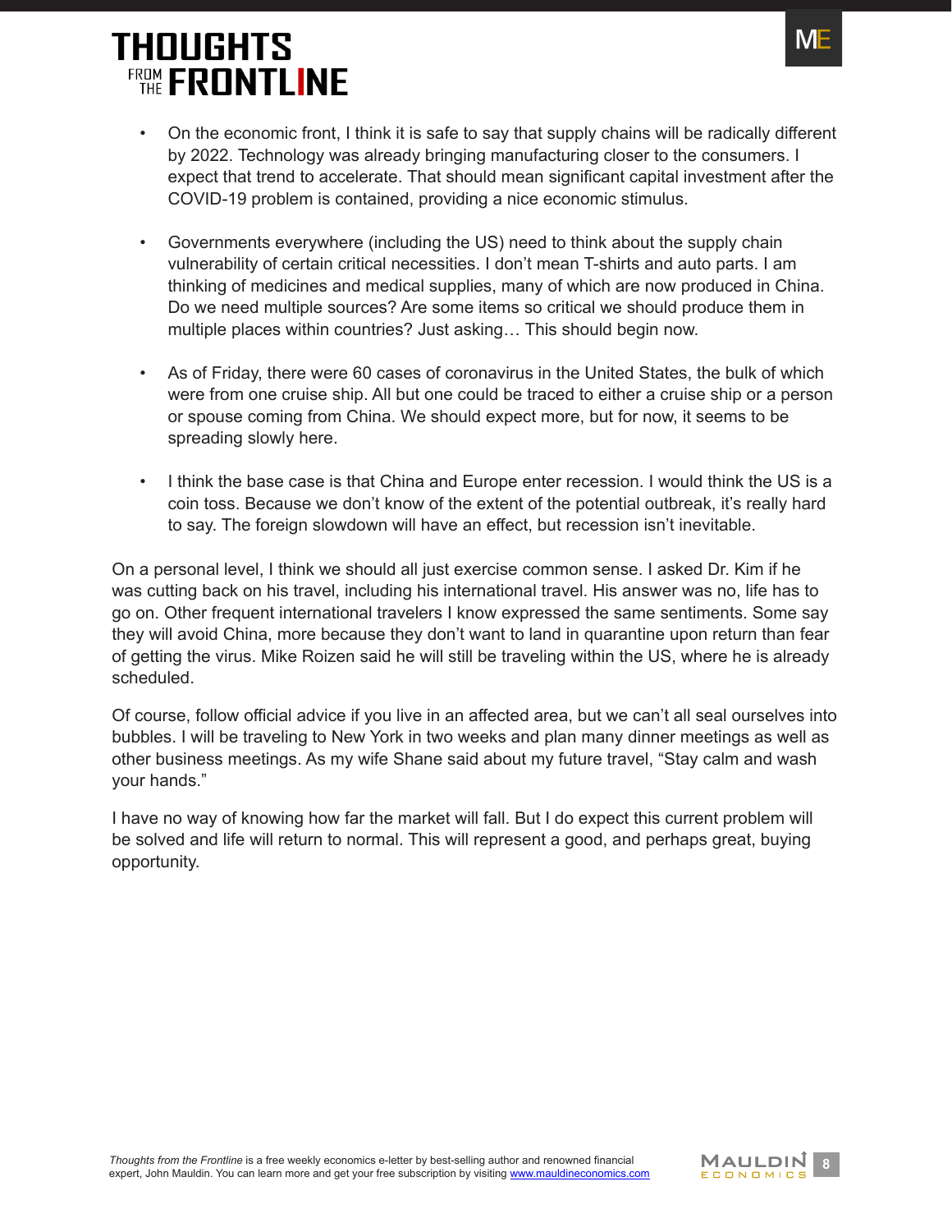- On the economic front, I think it is safe to say that supply chains will be radically different by 2022. Technology was already bringing manufacturing closer to the consumers. I expect that trend to accelerate. That should mean significant capital investment after the COVID-19 problem is contained, providing a nice economic stimulus.

- Governments everywhere (including the US) need to think about the supply chain vulnerability of certain critical necessities. I don't mean T-shirts and auto parts. I am thinking of medicines and medical supplies, many of which are now produced in China. Do we need multiple sources? Are some items so critical we should produce them in multiple places within countries? Just asking… This should begin now.

- As of Friday, there were 60 cases of coronavirus in the United States, the bulk of which were from one cruise ship. All but one could be traced to either a cruise ship or a person or spouse coming from China. We should expect more, but for now, it seems to be spreading slowly here.

- I think the base case is that China and Europe enter recession. I would think the US is a coin toss. Because we don't know of the extent of the potential outbreak, it's really hard to say. The foreign slowdown will have an effect, but recession isn't inevitable.

On a personal level, I think we should all just exercise common sense. I asked Dr. Kim if he was cutting back on his travel, including his international travel. His answer was no, life has to go on. Other frequent international travelers I know expressed the same sentiments. Some say they will avoid China, more because they don't want to land in quarantine upon return than fear of getting the virus. Mike Roizen said he will still be traveling within the US, where he is already scheduled.

Of course, follow official advice if you live in an affected area, but we can't all seal ourselves into bubbles. I will be traveling to New York in two weeks and plan many dinner meetings as well as other business meetings. As my wife Shane said about my future travel, "Stay calm and wash your hands."

I have no way of knowing how far the market will fall. But I do expect this current problem will be solved and life will return to normal. This will represent a good, and perhaps great, buying opportunity.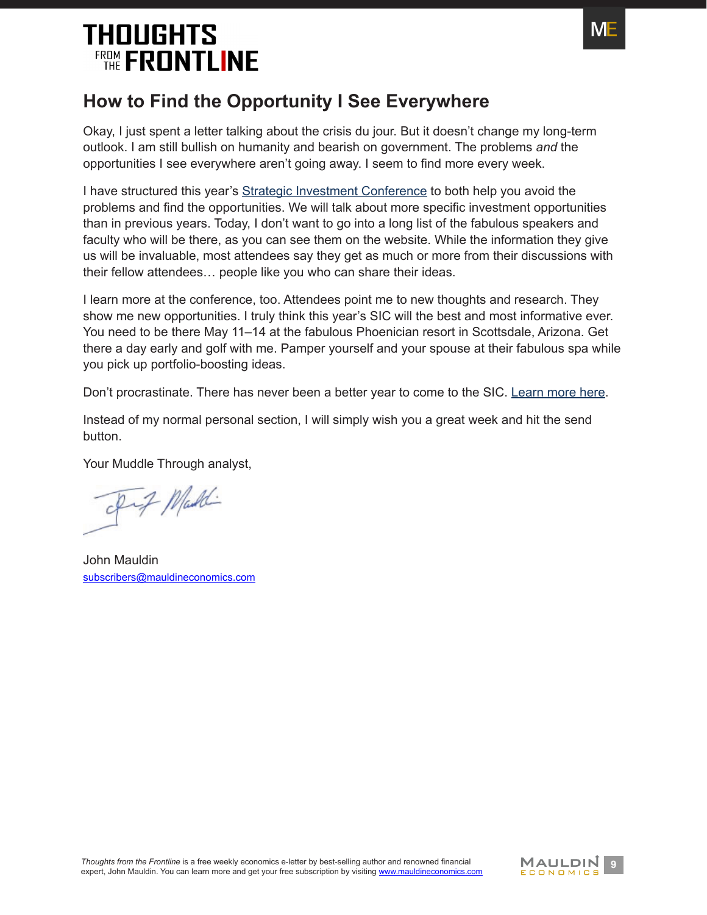## How to Find the Opportunity I See Everywhere

Okay, I just spent a letter talking about the crisis du jour. But it doesn't change my long-term outlook. I am still bullish on humanity and bearish on government. The problems *and* the opportunities I see everywhere aren't going away. I seem to find more every week.

I have structured this year's [Strategic Investment Conference] to both help you avoid the problems and find the opportunities. We will talk about more specific investment opportunities than in previous years. Today, I don't want to go into a long list of the fabulous speakers and faculty who will be there, as you can see them on the website. While the information they give us will be invaluable, most attendees say they get as much or more from their discussions with their fellow attendees… people like you who can share their ideas.

I learn more at the conference, too. Attendees point me to new thoughts and research. They show me new opportunities. I truly think this year's SIC will the best and most informative ever. You need to be there May 11–14 at the fabulous Phoenician resort in Scottsdale, Arizona. Get there a day early and golf with me. Pamper yourself and your spouse at their fabulous spa while you pick up portfolio-boosting ideas.

Don't procrastinate. There has never been a better year to come to the SIC. [Learn more here].

Instead of my normal personal section, I will simply wish you a great week and hit the send button.

Your Muddle Through analyst,

John Mauldin
subscribers@mauldineconomics.com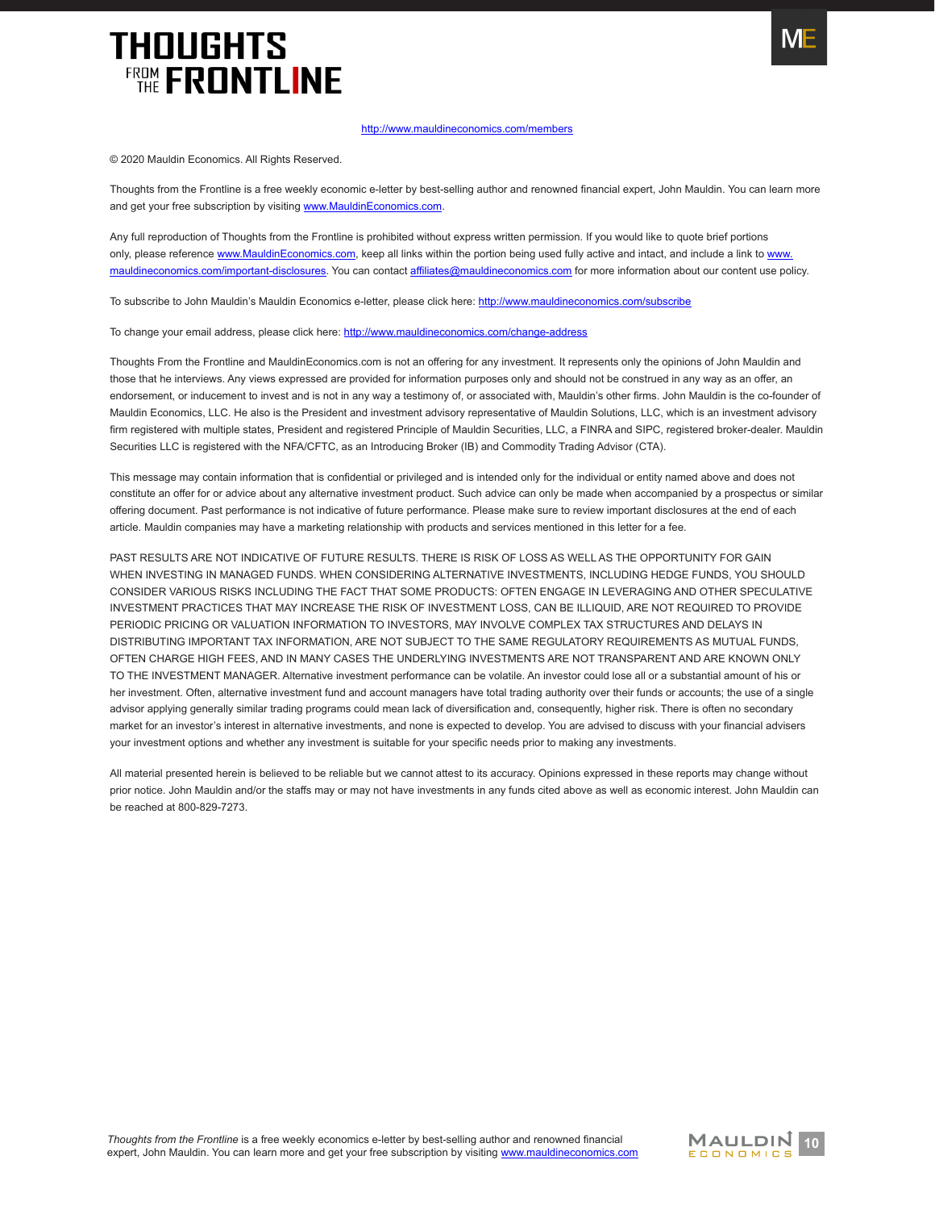http://www.mauldineconomics.com/members

© 2020 Mauldin Economics. All Rights Reserved.

Thoughts from the Frontline is a free weekly economic e-letter by best-selling author and renowned financial expert, John Mauldin. You can learn more and get your free subscription by visiting www.MauldinEconomics.com.

Any full reproduction of Thoughts from the Frontline is prohibited without express written permission. If you would like to quote brief portions only, please reference www.MauldinEconomics.com, keep all links within the portion being used fully active and intact, and include a link to www.mauldineconomics.com/important-disclosures. You can contact affiliates@mauldineconomics.com for more information about our content use policy.

To subscribe to John Mauldin's Mauldin Economics e-letter, please click here: http://www.mauldineconomics.com/subscribe

To change your email address, please click here: http://www.mauldineconomics.com/change-address

Thoughts From the Frontline and MauldinEconomics.com is not an offering for any investment. It represents only the opinions of John Mauldin and those that he interviews. Any views expressed are provided for information purposes only and should not be construed in any way as an offer, an endorsement, or inducement to invest and is not in any way a testimony of, or associated with, Mauldin's other firms. John Mauldin is the co-founder of Mauldin Economics, LLC. He also is the President and investment advisory representative of Mauldin Solutions, LLC, which is an investment advisory firm registered with multiple states, President and registered Principle of Mauldin Securities, LLC, a FINRA and SIPC, registered broker-dealer. Mauldin Securities LLC is registered with the NFA/CFTC, as an Introducing Broker (IB) and Commodity Trading Advisor (CTA).

This message may contain information that is confidential or privileged and is intended only for the individual or entity named above and does not constitute an offer for or advice about any alternative investment product. Such advice can only be made when accompanied by a prospectus or similar offering document. Past performance is not indicative of future performance. Please make sure to review important disclosures at the end of each article. Mauldin companies may have a marketing relationship with products and services mentioned in this letter for a fee.

PAST RESULTS ARE NOT INDICATIVE OF FUTURE RESULTS. THERE IS RISK OF LOSS AS WELL AS THE OPPORTUNITY FOR GAIN WHEN INVESTING IN MANAGED FUNDS. WHEN CONSIDERING ALTERNATIVE INVESTMENTS, INCLUDING HEDGE FUNDS, YOU SHOULD CONSIDER VARIOUS RISKS INCLUDING THE FACT THAT SOME PRODUCTS: OFTEN ENGAGE IN LEVERAGING AND OTHER SPECULATIVE INVESTMENT PRACTICES THAT MAY INCREASE THE RISK OF INVESTMENT LOSS, CAN BE ILLIQUID, ARE NOT REQUIRED TO PROVIDE PERIODIC PRICING OR VALUATION INFORMATION TO INVESTORS, MAY INVOLVE COMPLEX TAX STRUCTURES AND DELAYS IN DISTRIBUTING IMPORTANT TAX INFORMATION, ARE NOT SUBJECT TO THE SAME REGULATORY REQUIREMENTS AS MUTUAL FUNDS, OFTEN CHARGE HIGH FEES, AND IN MANY CASES THE UNDERLYING INVESTMENTS ARE NOT TRANSPARENT AND ARE KNOWN ONLY TO THE INVESTMENT MANAGER. Alternative investment performance can be volatile. An investor could lose all or a substantial amount of his or her investment. Often, alternative investment fund and account managers have total trading authority over their funds or accounts; the use of a single advisor applying generally similar trading programs could mean lack of diversification and, consequently, higher risk. There is often no secondary market for an investor's interest in alternative investments, and none is expected to develop. You are advised to discuss with your financial advisers your investment options and whether any investment is suitable for your specific needs prior to making any investments.

All material presented herein is believed to be reliable but we cannot attest to its accuracy. Opinions expressed in these reports may change without prior notice. John Mauldin and/or the staffs may or may not have investments in any funds cited above as well as economic interest. John Mauldin can be reached at 800-829-7273.